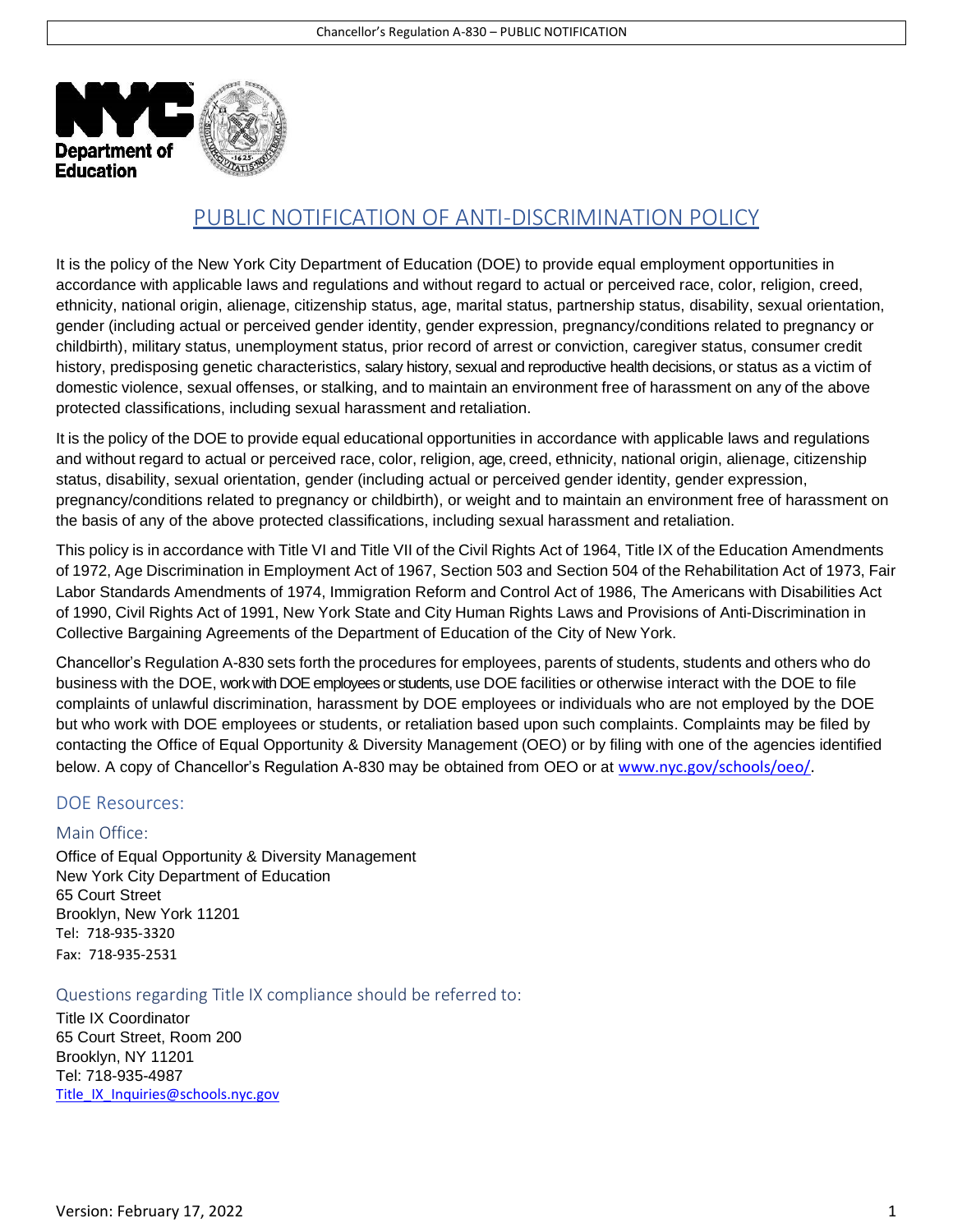# PUBLIC NOTIFICATION OF ANTI-DISCRIMINATION POLICY

It is the policy of the New York City Department of Education (DOE) to provide equal employment opportunities in accordance with applicable laws and regulations and without regard to actual or perceived race, color, religion, creed, ethnicity, national origin, alienage, citizenship status, age, marital status, partnership status, disability, sexual orientation, gender (including actual or perceived gender identity, gender expression, pregnancy/conditions related to pregnancy or childbirth), military status, unemployment status, prior record of arrest or conviction, caregiver status, consumer credit history, predisposing genetic characteristics, salary history, sexual and reproductive health decisions, or status as a victim of domestic violence, sexual offenses, or stalking, and to maintain an environment free of harassment on any of the above protected classifications, including sexual harassment and retaliation.

It is the policy of the DOE to provide equal educational opportunities in accordance with applicable laws and regulations and without regard to actual or perceived race, color, religion, age, creed, ethnicity, national origin, alienage, citizenship status, disability, sexual orientation, gender (including actual or perceived gender identity, gender expression, pregnancy/conditions related to pregnancy or childbirth), or weight and to maintain an environment free of harassment on the basis of any of the above protected classifications, including sexual harassment and retaliation.

This policy is in accordance with Title VI and Title VII of the Civil Rights Act of 1964, Title IX of the Education Amendments of 1972, Age Discrimination in Employment Act of 1967, Section 503 and Section 504 of the Rehabilitation Act of 1973, Fair Labor Standards Amendments of 1974, Immigration Reform and Control Act of 1986, The Americans with Disabilities Act of 1990, Civil Rights Act of 1991, New York State and City Human Rights Laws and Provisions of Anti-Discrimination in Collective Bargaining Agreements of the Department of Education of the City of New York.

Chancellor's Regulation A-830 sets forth the procedures for employees, parents of students, students and others who do business with the DOE, work with DOE employees or students, use DOE facilities or otherwise interact with the DOE to file complaints of unlawful discrimination, harassment by DOE employees or individuals who are not employed by the DOE but who work with DOE employees or students, or retaliation based upon such complaints. Complaints may be filed by contacting the Office of Equal Opportunity & Diversity Management (OEO) or by filing with one of the agencies identified below. A copy of Chancellor's Regulation A-830 may be obtained from OEO or at www.nyc.gov/schools/oeo/.

## DOE Resources:

### Main Office:

Office of Equal Opportunity & Diversity Management
New York City Department of Education
65 Court Street
Brooklyn, New York 11201
Tel: 718-935-3320
Fax: 718-935-2531

### Questions regarding Title IX compliance should be referred to:

Title IX Coordinator
65 Court Street, Room 200
Brooklyn, NY 11201
Tel: 718-935-4987
Title_IX_Inquiries@schools.nyc.gov

Version: February 17, 2022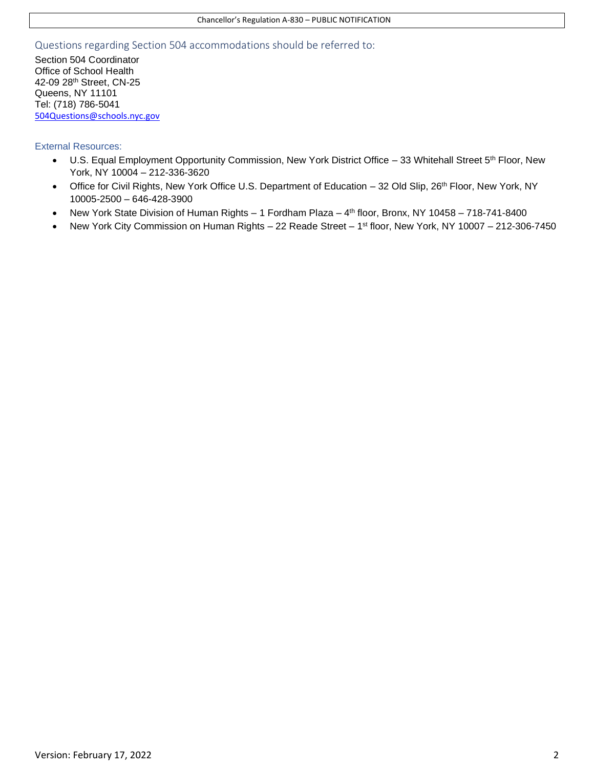## Questions regarding Section 504 accommodations should be referred to:

Section 504 Coordinator
Office of School Health
42-09 28th Street, CN-25
Queens, NY 11101
Tel: (718) 786-5041
504Questions@schools.nyc.gov

## External Resources:

- U.S. Equal Employment Opportunity Commission, New York District Office – 33 Whitehall Street 5th Floor, New York, NY 10004 – 212-336-3620
- Office for Civil Rights, New York Office U.S. Department of Education – 32 Old Slip, 26th Floor, New York, NY 10005-2500 – 646-428-3900
- New York State Division of Human Rights – 1 Fordham Plaza – 4th floor, Bronx, NY 10458 – 718-741-8400
- New York City Commission on Human Rights – 22 Reade Street – 1st floor, New York, NY 10007 – 212-306-7450

Version: February 17, 2022